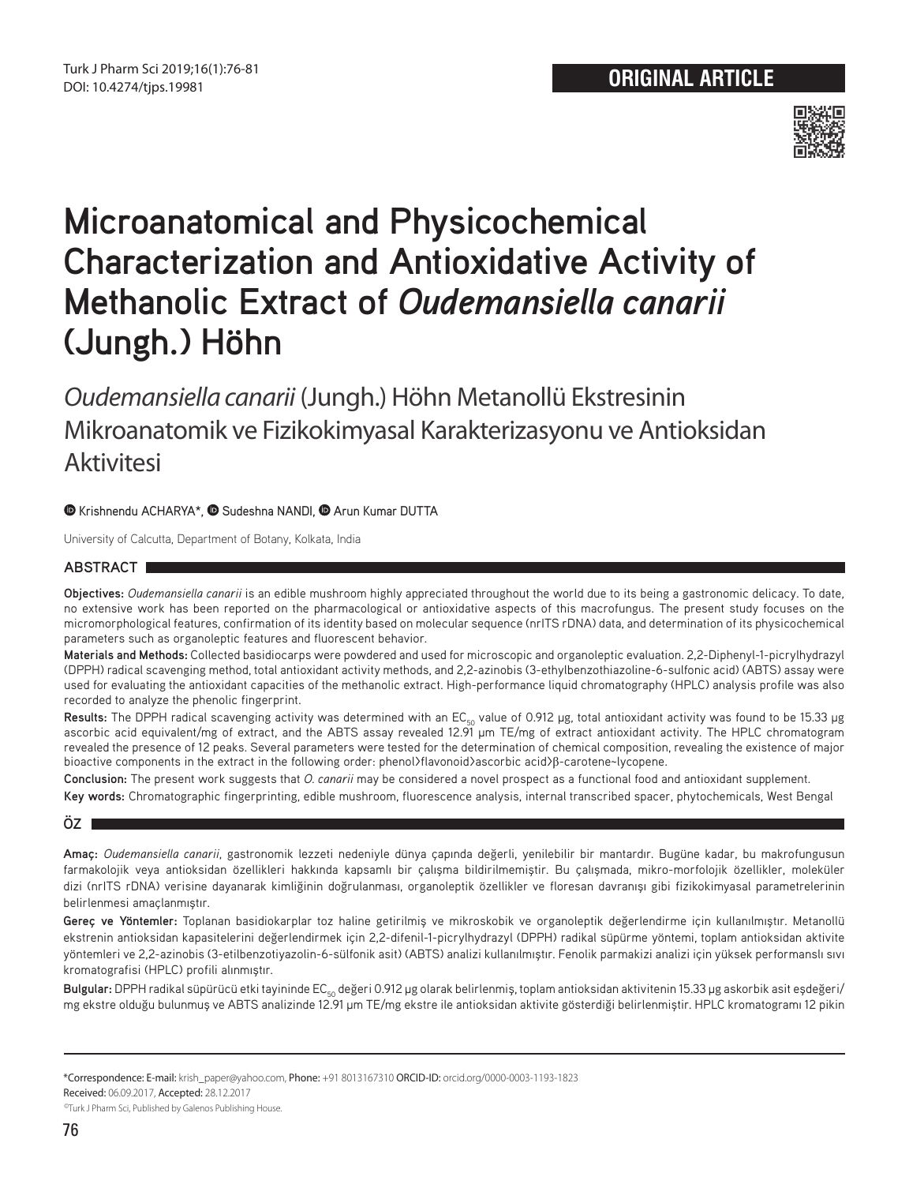ORIGINAL ARTICLE

# Microanatomical and Physicochemical Characterization and Antioxidative Activity of Methanolic Extract of *Oudemansiella canarii* (Jungh.) Höhn

## *Oudemansiella canarii* (Jungh.) Höhn Metanollü Ekstresinin Mikroanatomik ve Fizikokimyasal Karakterizasyonu ve Antioksidan Aktivitesi

Krishnendu ACHARYA*, Sudeshna NANDI, Arun Kumar DUTTA

University of Calcutta, Department of Botany, Kolkata, India

### ABSTRACT

**Objectives:** *Oudemansiella canarii* is an edible mushroom highly appreciated throughout the world due to its being a gastronomic delicacy. To date, no extensive work has been reported on the pharmacological or antioxidative aspects of this macrofungus. The present study focuses on the micromorphological features, confirmation of its identity based on molecular sequence (nrITS rDNA) data, and determination of its physicochemical parameters such as organoleptic features and fluorescent behavior.

**Materials and Methods:** Collected basidiocarps were powdered and used for microscopic and organoleptic evaluation. 2,2-Diphenyl-1-picrylhydrazyl (DPPH) radical scavenging method, total antioxidant activity methods, and 2,2-azinobis (3-ethylbenzothiazoline-6-sulfonic acid) (ABTS) assay were used for evaluating the antioxidant capacities of the methanolic extract. High-performance liquid chromatography (HPLC) analysis profile was also recorded to analyze the phenolic fingerprint.

**Results:** The DPPH radical scavenging activity was determined with an $EC_{50}$ value of 0.912 µg, total antioxidant activity was found to be 15.33 µg ascorbic acid equivalent/mg of extract, and the ABTS assay revealed 12.91 µm TE/mg of extract antioxidant activity. The HPLC chromatogram revealed the presence of 12 peaks. Several parameters were tested for the determination of chemical composition, revealing the existence of major bioactive components in the extract in the following order: phenol>flavonoid>ascorbic acid>β-carotene~lycopene.

**Conclusion:** The present work suggests that *O. canarii* may be considered a novel prospect as a functional food and antioxidant supplement.

**Key words:** Chromatographic fingerprinting, edible mushroom, fluorescence analysis, internal transcribed spacer, phytochemicals, West Bengal

### ÖZ

**Amaç:** *Oudemansiella canarii*, gastronomik lezzeti nedeniyle dünya çapında değerli, yenilebilir bir mantardır. Bugüne kadar, bu makrofungusun farmakolojik veya antioksidan özellikleri hakkında kapsamlı bir çalışma bildirilmemiştir. Bu çalışmada, mikro-morfolojik özellikler, moleküler dizi (nrITS rDNA) verisine dayanarak kimliğinin doğrulanması, organoleptik özellikler ve floresan davranışı gibi fizikokimyasal parametrelerinin belirlenmesi amaçlanmıştır.

**Gereç ve Yöntemler:** Toplanan basidiokarplar toz haline getirilmiş ve mikroskobik ve organoleptik değerlendirme için kullanılmıştır. Metanollü ekstrenin antioksidan kapasitelerini değerlendirmek için 2,2-difenil-1-picrylhydrazyl (DPPH) radikal süpürme yöntemi, toplam antioksidan aktivite yöntemleri ve 2,2-azinobis (3-etilbenzotiyazolin-6-sülfonik asit) (ABTS) analizi kullanılmıştır. Fenolik parmakizi analizi için yüksek performanslı sıvı kromatografisi (HPLC) profili alınmıştır.

**Bulgular:** DPPH radikal süpürücü etki tayininde $EC_{50}$ değeri 0.912 µg olarak belirlenmiş, toplam antioksidan aktivitenin 15.33 µg askorbik asit eşdeğeri/mg ekstre olduğu bulunmuş ve ABTS analizinde 12.91 µm TE/mg ekstre ile antioksidan aktivite gösterdiği belirlenmiştir. HPLC kromatogramı 12 pikin

*Correspondence: E-mail: krish_paper@yahoo.com, Phone: +91 8013167310 ORCID-ID: orcid.org/0000-0003-1193-1823

Received: 06.09.2017, Accepted: 28.12.2017

©Turk J Pharm Sci, Published by Galenos Publishing House.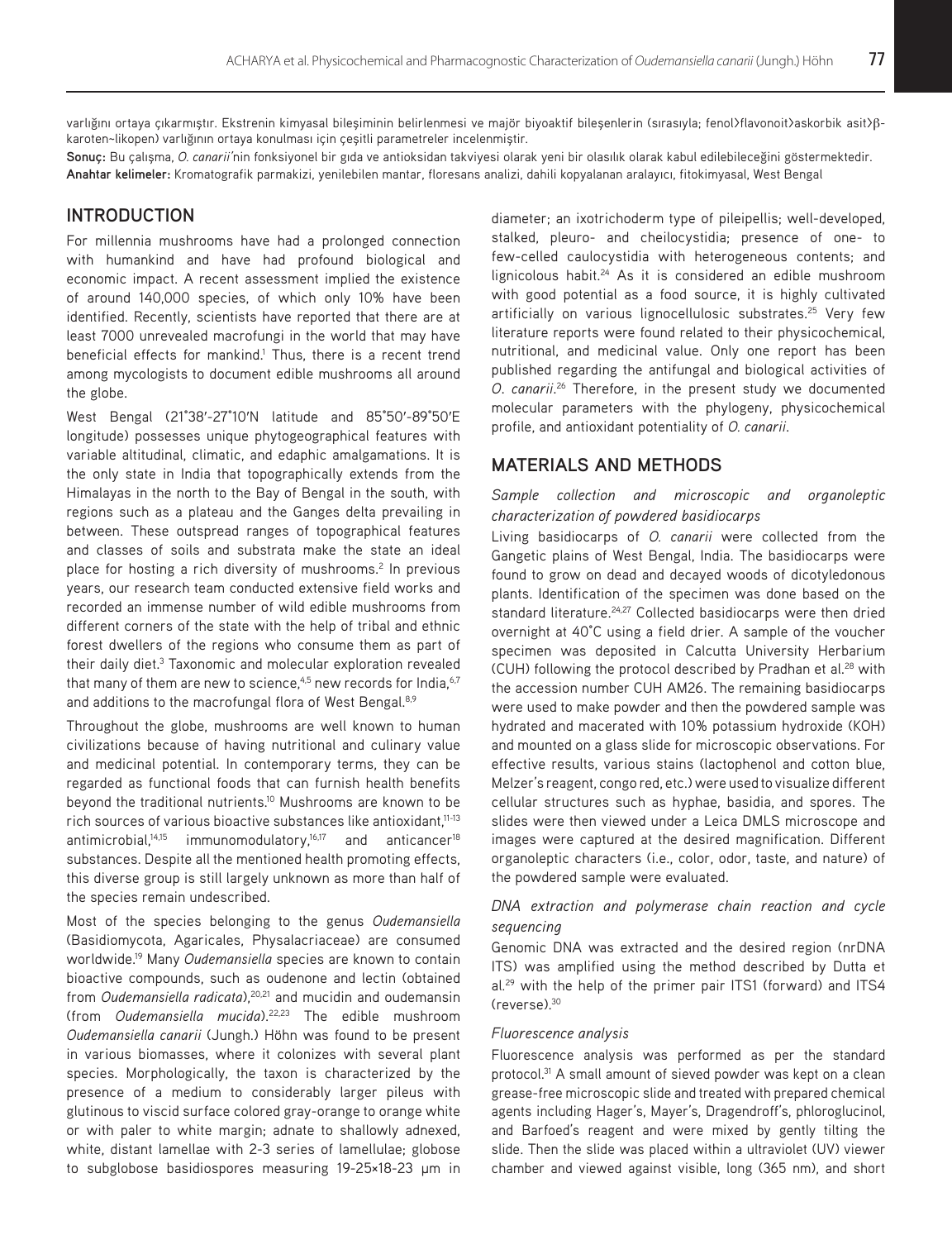varlığını ortaya çıkarmıştır. Ekstrenin kimyasal bileşiminin belirlenmesi ve majör biyoaktif bileşenlerin (sırasıyla; fenol>flavonoit>askorbik asit>β-karoten~likopen) varlığının ortaya konulması için çeşitli parametreler incelenmiştir.

**Sonuç:** Bu çalışma, *O. canarii*'nin fonksiyonel bir gıda ve antioksidan takviyesi olarak yeni bir olasılık olarak kabul edilebileceğini göstermektedir.

**Anahtar kelimeler:** Kromatografik parmakizi, yenilebilen mantar, floresans analizi, dahili kopyalanan aralayıcı, fitokimyasal, West Bengal

## INTRODUCTION

For millennia mushrooms have had a prolonged connection with humankind and have had profound biological and economic impact. A recent assessment implied the existence of around 140,000 species, of which only 10% have been identified. Recently, scientists have reported that there are at least 7000 unrevealed macrofungi in the world that may have beneficial effects for mankind.[1] Thus, there is a recent trend among mycologists to document edible mushrooms all around the globe.

West Bengal (21°38′-27°10′N latitude and 85°50′-89°50′E longitude) possesses unique phytogeographical features with variable altitudinal, climatic, and edaphic amalgamations. It is the only state in India that topographically extends from the Himalayas in the north to the Bay of Bengal in the south, with regions such as a plateau and the Ganges delta prevailing in between. These outspread ranges of topographical features and classes of soils and substrata make the state an ideal place for hosting a rich diversity of mushrooms.[2] In previous years, our research team conducted extensive field works and recorded an immense number of wild edible mushrooms from different corners of the state with the help of tribal and ethnic forest dwellers of the regions who consume them as part of their daily diet.[3] Taxonomic and molecular exploration revealed that many of them are new to science,[4,5] new records for India,[6,7] and additions to the macrofungal flora of West Bengal.[8,9]

Throughout the globe, mushrooms are well known to human civilizations because of having nutritional and culinary value and medicinal potential. In contemporary terms, they can be regarded as functional foods that can furnish health benefits beyond the traditional nutrients.[10] Mushrooms are known to be rich sources of various bioactive substances like antioxidant,[11-13] antimicrobial,[14,15] immunomodulatory,[16,17] and anticancer[18] substances. Despite all the mentioned health promoting effects, this diverse group is still largely unknown as more than half of the species remain undescribed.

Most of the species belonging to the genus *Oudemansiella* (Basidiomycota, Agaricales, Physalacriaceae) are consumed worldwide.[19] Many *Oudemansiella* species are known to contain bioactive compounds, such as oudenone and lectin (obtained from *Oudemansiella radicata*),[20,21] and mucidin and oudemansin (from *Oudemansiella mucida*).[22,23] The edible mushroom *Oudemansiella canarii* (Jungh.) Höhn was found to be present in various biomasses, where it colonizes with several plant species. Morphologically, the taxon is characterized by the presence of a medium to considerably larger pileus with glutinous to viscid surface colored gray-orange to orange white or with paler to white margin; adnate to shallowly adnexed, white, distant lamellae with 2-3 series of lamellulae; globose to subglobose basidiospores measuring 19-25×18-23 µm in diameter; an ixotrichoderm type of pileipellis; well-developed, stalked, pleuro- and cheilocystidia; presence of one- to few-celled caulocystidia with heterogeneous contents; and lignicolous habit.[24] As it is considered an edible mushroom with good potential as a food source, it is highly cultivated artificially on various lignocellulosic substrates.[25] Very few literature reports were found related to their physicochemical, nutritional, and medicinal value. Only one report has been published regarding the antifungal and biological activities of *O. canarii*.[26] Therefore, in the present study we documented molecular parameters with the phylogeny, physicochemical profile, and antioxidant potentiality of *O. canarii*.

## MATERIALS AND METHODS

### *Sample collection and microscopic and organoleptic characterization of powdered basidiocarps*

Living basidiocarps of *O. canarii* were collected from the Gangetic plains of West Bengal, India. The basidiocarps were found to grow on dead and decayed woods of dicotyledonous plants. Identification of the specimen was done based on the standard literature.[24,27] Collected basidiocarps were then dried overnight at 40°C using a field drier. A sample of the voucher specimen was deposited in Calcutta University Herbarium (CUH) following the protocol described by Pradhan et al.[28] with the accession number CUH AM26. The remaining basidiocarps were used to make powder and then the powdered sample was hydrated and macerated with 10% potassium hydroxide (KOH) and mounted on a glass slide for microscopic observations. For effective results, various stains (lactophenol and cotton blue, Melzer's reagent, congo red, etc.) were used to visualize different cellular structures such as hyphae, basidia, and spores. The slides were then viewed under a Leica DMLS microscope and images were captured at the desired magnification. Different organoleptic characters (i.e., color, odor, taste, and nature) of the powdered sample were evaluated.

### *DNA extraction and polymerase chain reaction and cycle sequencing*

Genomic DNA was extracted and the desired region (nrDNA ITS) was amplified using the method described by Dutta et al.[29] with the help of the primer pair ITS1 (forward) and ITS4 (reverse).[30]

### *Fluorescence analysis*

Fluorescence analysis was performed as per the standard protocol.[31] A small amount of sieved powder was kept on a clean grease-free microscopic slide and treated with prepared chemical agents including Hager's, Mayer's, Dragendorff's, phloroglucinol, and Barfoed's reagent and were mixed by gently tilting the slide. Then the slide was placed within a ultraviolet (UV) viewer chamber and viewed against visible, long (365 nm), and short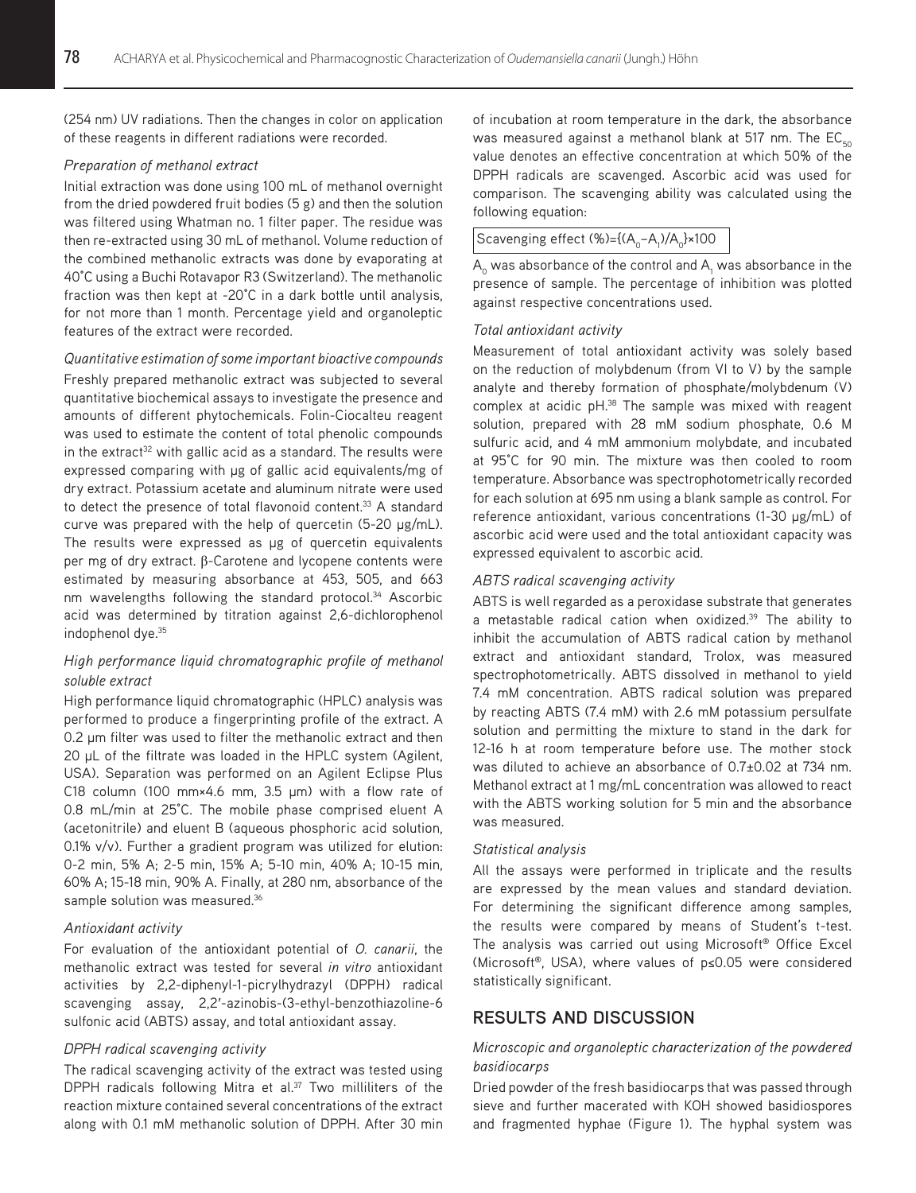(254 nm) UV radiations. Then the changes in color on application of these reagents in different radiations were recorded.

### *Preparation of methanol extract*

Initial extraction was done using 100 mL of methanol overnight from the dried powdered fruit bodies (5 g) and then the solution was filtered using Whatman no. 1 filter paper. The residue was then re-extracted using 30 mL of methanol. Volume reduction of the combined methanolic extracts was done by evaporating at 40°C using a Buchi Rotavapor R3 (Switzerland). The methanolic fraction was then kept at -20°C in a dark bottle until analysis, for not more than 1 month. Percentage yield and organoleptic features of the extract were recorded.

### *Quantitative estimation of some important bioactive compounds*

Freshly prepared methanolic extract was subjected to several quantitative biochemical assays to investigate the presence and amounts of different phytochemicals. Folin-Ciocalteu reagent was used to estimate the content of total phenolic compounds in the extract[32] with gallic acid as a standard. The results were expressed comparing with µg of gallic acid equivalents/mg of dry extract. Potassium acetate and aluminum nitrate were used to detect the presence of total flavonoid content.[33] A standard curve was prepared with the help of quercetin (5-20 µg/mL). The results were expressed as µg of quercetin equivalents per mg of dry extract. β-Carotene and lycopene contents were estimated by measuring absorbance at 453, 505, and 663 nm wavelengths following the standard protocol.[34] Ascorbic acid was determined by titration against 2,6-dichlorophenol indophenol dye.[35]

### *High performance liquid chromatographic profile of methanol soluble extract*

High performance liquid chromatographic (HPLC) analysis was performed to produce a fingerprinting profile of the extract. A 0.2 µm filter was used to filter the methanolic extract and then 20 µL of the filtrate was loaded in the HPLC system (Agilent, USA). Separation was performed on an Agilent Eclipse Plus C18 column (100 mm×4.6 mm, 3.5 µm) with a flow rate of 0.8 mL/min at 25°C. The mobile phase comprised eluent A (acetonitrile) and eluent B (aqueous phosphoric acid solution, 0.1% v/v). Further a gradient program was utilized for elution: 0-2 min, 5% A; 2-5 min, 15% A; 5-10 min, 40% A; 10-15 min, 60% A; 15-18 min, 90% A. Finally, at 280 nm, absorbance of the sample solution was measured.[36]

### *Antioxidant activity*

For evaluation of the antioxidant potential of *O. canarii*, the methanolic extract was tested for several *in vitro* antioxidant activities by 2,2-diphenyl-1-picrylhydrazyl (DPPH) radical scavenging assay, 2,2′-azinobis-(3-ethyl-benzothiazoline-6 sulfonic acid (ABTS) assay, and total antioxidant assay.

### *DPPH radical scavenging activity*

The radical scavenging activity of the extract was tested using DPPH radicals following Mitra et al.[37] Two milliliters of the reaction mixture contained several concentrations of the extract along with 0.1 mM methanolic solution of DPPH. After 30 min of incubation at room temperature in the dark, the absorbance was measured against a methanol blank at 517 nm. The $EC_{50}$ value denotes an effective concentration at which 50% of the DPPH radicals are scavenged. Ascorbic acid was used for comparison. The scavenging ability was calculated using the following equation:

$$\text{Scavenging effect (\%)} = \{(A_0 - A_1)/A_0\} \times 100$$

$A_0$ was absorbance of the control and $A_1$ was absorbance in the presence of sample. The percentage of inhibition was plotted against respective concentrations used.

### *Total antioxidant activity*

Measurement of total antioxidant activity was solely based on the reduction of molybdenum (from VI to V) by the sample analyte and thereby formation of phosphate/molybdenum (V) complex at acidic pH.[38] The sample was mixed with reagent solution, prepared with 28 mM sodium phosphate, 0.6 M sulfuric acid, and 4 mM ammonium molybdate, and incubated at 95°C for 90 min. The mixture was then cooled to room temperature. Absorbance was spectrophotometrically recorded for each solution at 695 nm using a blank sample as control. For reference antioxidant, various concentrations (1-30 µg/mL) of ascorbic acid were used and the total antioxidant capacity was expressed equivalent to ascorbic acid.

### *ABTS radical scavenging activity*

ABTS is well regarded as a peroxidase substrate that generates a metastable radical cation when oxidized.[39] The ability to inhibit the accumulation of ABTS radical cation by methanol extract and antioxidant standard, Trolox, was measured spectrophotometrically. ABTS dissolved in methanol to yield 7.4 mM concentration. ABTS radical solution was prepared by reacting ABTS (7.4 mM) with 2.6 mM potassium persulfate solution and permitting the mixture to stand in the dark for 12-16 h at room temperature before use. The mother stock was diluted to achieve an absorbance of 0.7±0.02 at 734 nm. Methanol extract at 1 mg/mL concentration was allowed to react with the ABTS working solution for 5 min and the absorbance was measured.

### *Statistical analysis*

All the assays were performed in triplicate and the results are expressed by the mean values and standard deviation. For determining the significant difference among samples, the results were compared by means of Student's t-test. The analysis was carried out using Microsoft® Office Excel (Microsoft®, USA), where values of $p \leq 0.05$ were considered statistically significant.

## RESULTS AND DISCUSSION

### *Microscopic and organoleptic characterization of the powdered basidiocarps*

Dried powder of the fresh basidiocarps that was passed through sieve and further macerated with KOH showed basidiospores and fragmented hyphae (Figure 1). The hyphal system was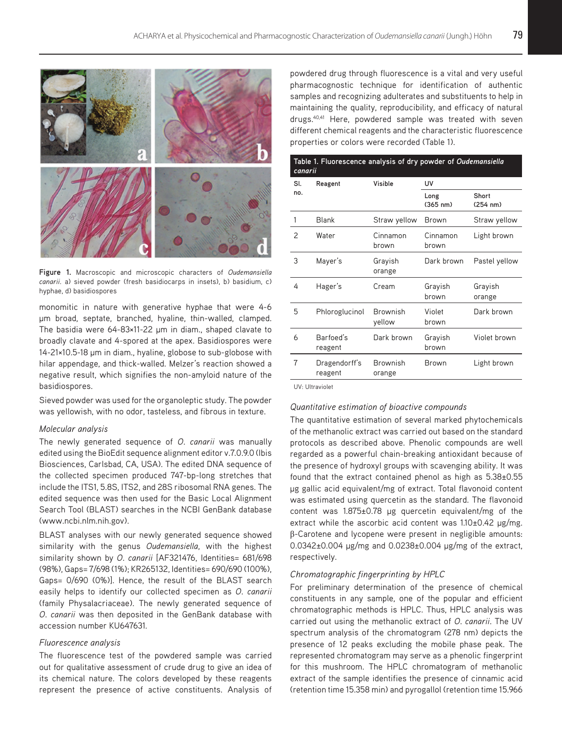Figure 1. Macroscopic and microscopic characters of *Oudemansiella canarii*. a) sieved powder (fresh basidiocarps in insets), b) basidium, c) hyphae, d) basidiospores

monomitic in nature with generative hyphae that were 4-6 µm broad, septate, branched, hyaline, thin-walled, clamped. The basidia were 64-83×11-22 µm in diam., shaped clavate to broadly clavate and 4-spored at the apex. Basidiospores were 14-21×10.5-18 µm in diam., hyaline, globose to sub-globose with hilar appendage, and thick-walled. Melzer's reaction showed a negative result, which signifies the non-amyloid nature of the basidiospores.

Sieved powder was used for the organoleptic study. The powder was yellowish, with no odor, tasteless, and fibrous in texture.

### *Molecular analysis*

The newly generated sequence of *O. canarii* was manually edited using the BioEdit sequence alignment editor v.7.0.9.0 (Ibis Biosciences, Carlsbad, CA, USA). The edited DNA sequence of the collected specimen produced 747-bp-long stretches that include the ITS1, 5.8S, ITS2, and 28S ribosomal RNA genes. The edited sequence was then used for the Basic Local Alignment Search Tool (BLAST) searches in the NCBI GenBank database (www.ncbi.nlm.nih.gov).

BLAST analyses with our newly generated sequence showed similarity with the genus *Oudemansiella*, with the highest similarity shown by *O. canarii* [AF321476, Identities= 681/698 (98%), Gaps= 7/698 (1%); KR265132, Identities= 690/690 (100%), Gaps= 0/690 (0%)]. Hence, the result of the BLAST search easily helps to identify our collected specimen as *O. canarii* (family Physalacriaceae). The newly generated sequence of *O. canarii* was then deposited in the GenBank database with accession number KU647631.

### *Fluorescence analysis*

The fluorescence test of the powdered sample was carried out for qualitative assessment of crude drug to give an idea of its chemical nature. The colors developed by these reagents represent the presence of active constituents. Analysis of powdered drug through fluorescence is a vital and very useful pharmacognostic technique for identification of authentic samples and recognizing adulterates and substituents to help in maintaining the quality, reproducibility, and efficacy of natural drugs.[40,41] Here, powdered sample was treated with seven different chemical reagents and the characteristic fluorescence properties or colors were recorded (Table 1).

**Table 1. Fluorescence analysis of dry powder of *Oudemansiella canarii***

| Sl. no. | Reagent | Visible | UV | |
|---|---|---|---|---|
| | | | Long (365 nm) | Short (254 nm) |
| 1 | Blank | Straw yellow | Brown | Straw yellow |
| 2 | Water | Cinnamon brown | Cinnamon brown | Light brown |
| 3 | Mayer's | Grayish orange | Dark brown | Pastel yellow |
| 4 | Hager's | Cream | Grayish brown | Grayish orange |
| 5 | Phloroglucinol | Brownish yellow | Violet brown | Dark brown |
| 6 | Barfoed's reagent | Dark brown | Grayish brown | Violet brown |
| 7 | Dragendorff's reagent | Brownish orange | Brown | Light brown |

UV: Ultraviolet

### *Quantitative estimation of bioactive compounds*

The quantitative estimation of several marked phytochemicals of the methanolic extract was carried out based on the standard protocols as described above. Phenolic compounds are well regarded as a powerful chain-breaking antioxidant because of the presence of hydroxyl groups with scavenging ability. It was found that the extract contained phenol as high as 5.38±0.55 µg gallic acid equivalent/mg of extract. Total flavonoid content was estimated using quercetin as the standard. The flavonoid content was 1.875±0.78 µg quercetin equivalent/mg of the extract while the ascorbic acid content was 1.10±0.42 µg/mg. β-Carotene and lycopene were present in negligible amounts: 0.0342±0.004 µg/mg and 0.0238±0.004 µg/mg of the extract, respectively.

### *Chromatographic fingerprinting by HPLC*

For preliminary determination of the presence of chemical constituents in any sample, one of the popular and efficient chromatographic methods is HPLC. Thus, HPLC analysis was carried out using the methanolic extract of *O. canarii*. The UV spectrum analysis of the chromatogram (278 nm) depicts the presence of 12 peaks excluding the mobile phase peak. The represented chromatogram may serve as a phenolic fingerprint for this mushroom. The HPLC chromatogram of methanolic extract of the sample identifies the presence of cinnamic acid (retention time 15.358 min) and pyrogallol (retention time 15.966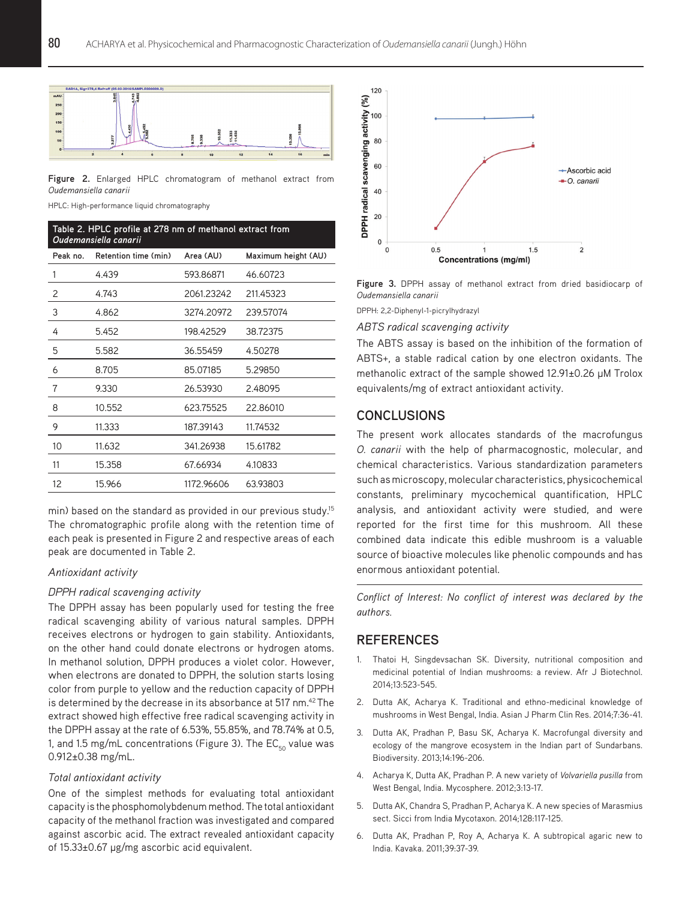Figure 2. Enlarged HPLC chromatogram of methanol extract from *Oudemansiella canarii*

HPLC: High-performance liquid chromatography

**Table 2. HPLC profile at 278 nm of methanol extract from *Oudemansiella canarii***

| Peak no. | Retention time (min) | Area (AU) | Maximum height (AU) |
|---|---|---|---|
| 1 | 4.439 | 593.86871 | 46.60723 |
| 2 | 4.743 | 2061.23242 | 211.45323 |
| 3 | 4.862 | 3274.20972 | 239.57074 |
| 4 | 5.452 | 198.42529 | 38.72375 |
| 5 | 5.582 | 36.55459 | 4.50278 |
| 6 | 8.705 | 85.07185 | 5.29850 |
| 7 | 9.330 | 26.53930 | 2.48095 |
| 8 | 10.552 | 623.75525 | 22.86010 |
| 9 | 11.333 | 187.39143 | 11.74532 |
| 10 | 11.632 | 341.26938 | 15.61782 |
| 11 | 15.358 | 67.66934 | 4.10833 |
| 12 | 15.966 | 1172.96606 | 63.93803 |

min) based on the standard as provided in our previous study.[15] The chromatographic profile along with the retention time of each peak is presented in Figure 2 and respective areas of each peak are documented in Table 2.

### *Antioxidant activity*

#### *DPPH radical scavenging activity*

The DPPH assay has been popularly used for testing the free radical scavenging ability of various natural samples. DPPH receives electrons or hydrogen to gain stability. Antioxidants, on the other hand could donate electrons or hydrogen atoms. In methanol solution, DPPH produces a violet color. However, when electrons are donated to DPPH, the solution starts losing color from purple to yellow and the reduction capacity of DPPH is determined by the decrease in its absorbance at 517 nm.[42] The extract showed high effective free radical scavenging activity in the DPPH assay at the rate of 6.53%, 55.85%, and 78.74% at 0.5, 1, and 1.5 mg/mL concentrations (Figure 3). The $EC_{50}$ value was 0.912±0.38 mg/mL.

#### *Total antioxidant activity*

One of the simplest methods for evaluating total antioxidant capacity is the phosphomolybdenum method. The total antioxidant capacity of the methanol fraction was investigated and compared against ascorbic acid. The extract revealed antioxidant capacity of 15.33±0.67 μg/mg ascorbic acid equivalent.

Figure 3. DPPH assay of methanol extract from dried basidiocarp of *Oudemansiella canarii*

DPPH: 2,2-Diphenyl-1-picrylhydrazyl

#### *ABTS radical scavenging activity*

The ABTS assay is based on the inhibition of the formation of ABTS+, a stable radical cation by one electron oxidants. The methanolic extract of the sample showed 12.91±0.26 μM Trolox equivalents/mg of extract antioxidant activity.

## CONCLUSIONS

The present work allocates standards of the macrofungus *O. canarii* with the help of pharmacognostic, molecular, and chemical characteristics. Various standardization parameters such as microscopy, molecular characteristics, physicochemical constants, preliminary mycochemical quantification, HPLC analysis, and antioxidant activity were studied, and were reported for the first time for this mushroom. All these combined data indicate this edible mushroom is a valuable source of bioactive molecules like phenolic compounds and has enormous antioxidant potential.

*Conflict of Interest: No conflict of interest was declared by the authors.*

## REFERENCES

1. Thatoi H, Singdevsachan SK. Diversity, nutritional composition and medicinal potential of Indian mushrooms: a review. Afr J Biotechnol. 2014;13:523-545.
2. Dutta AK, Acharya K. Traditional and ethno-medicinal knowledge of mushrooms in West Bengal, India. Asian J Pharm Clin Res. 2014;7:36-41.
3. Dutta AK, Pradhan P, Basu SK, Acharya K. Macrofungal diversity and ecology of the mangrove ecosystem in the Indian part of Sundarbans. Biodiversity. 2013;14:196-206.
4. Acharya K, Dutta AK, Pradhan P. A new variety of *Volvariella pusilla* from West Bengal, India. Mycosphere. 2012;3:13-17.
5. Dutta AK, Chandra S, Pradhan P, Acharya K. A new species of Marasmius sect. Sicci from India Mycotaxon. 2014;128:117-125.
6. Dutta AK, Pradhan P, Roy A, Acharya K. A subtropical agaric new to India. Kavaka. 2011;39:37-39.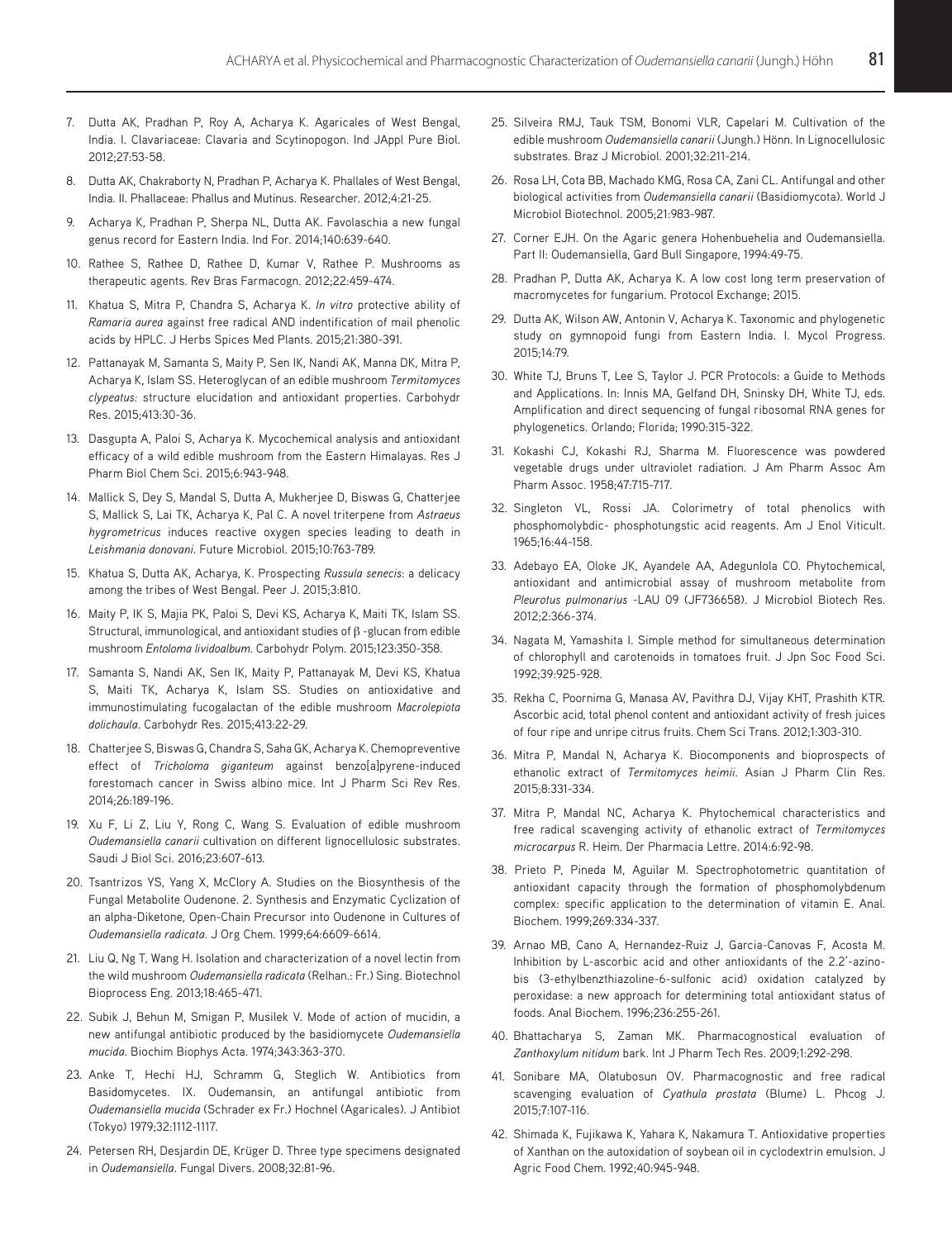7. Dutta AK, Pradhan P, Roy A, Acharya K. Agaricales of West Bengal, India. I. Clavariaceae: Clavaria and Scytinopogon. Ind JAppl Pure Biol. 2012;27:53-58.
8. Dutta AK, Chakraborty N, Pradhan P, Acharya K. Phallales of West Bengal, India. II. Phallaceae: Phallus and Mutinus. Researcher. 2012;4:21-25.
9. Acharya K, Pradhan P, Sherpa NL, Dutta AK. Favolaschia a new fungal genus record for Eastern India. Ind For. 2014;140:639-640.
10. Rathee S, Rathee D, Rathee D, Kumar V, Rathee P. Mushrooms as therapeutic agents. Rev Bras Farmacogn. 2012;22:459-474.
11. Khatua S, Mitra P, Chandra S, Acharya K. *In vitro* protective ability of *Ramaria aurea* against free radical AND indentification of mail phenolic acids by HPLC. J Herbs Spices Med Plants. 2015;21:380-391.
12. Pattanayak M, Samanta S, Maity P, Sen IK, Nandi AK, Manna DK, Mitra P, Acharya K, Islam SS. Heteroglycan of an edible mushroom *Termitomyces clypeatus:* structure elucidation and antioxidant properties. Carbohydr Res. 2015;413:30-36.
13. Dasgupta A, Paloi S, Acharya K. Mycochemical analysis and antioxidant efficacy of a wild edible mushroom from the Eastern Himalayas. Res J Pharm Biol Chem Sci. 2015;6:943-948.
14. Mallick S, Dey S, Mandal S, Dutta A, Mukherjee D, Biswas G, Chatterjee S, Mallick S, Lai TK, Acharya K, Pal C. A novel triterpene from *Astraeus hygrometricus* induces reactive oxygen species leading to death in *Leishmania donovani*. Future Microbiol. 2015;10:763-789.
15. Khatua S, Dutta AK, Acharya, K. Prospecting *Russula senecis*: a delicacy among the tribes of West Bengal. Peer J. 2015;3:810.
16. Maity P, IK S, Majia PK, Paloi S, Devi KS, Acharya K, Maiti TK, Islam SS. Structural, immunological, and antioxidant studies of β -glucan from edible mushroom *Entoloma lividoalbum*. Carbohydr Polym. 2015;123:350-358.
17. Samanta S, Nandi AK, Sen IK, Maity P, Pattanayak M, Devi KS, Khatua S, Maiti TK, Acharya K, Islam SS. Studies on antioxidative and immunostimulating fucogalactan of the edible mushroom *Macrolepiota dolichaula*. Carbohydr Res. 2015;413:22-29.
18. Chatterjee S, Biswas G, Chandra S, Saha GK, Acharya K. Chemopreventive effect of *Tricholoma giganteum* against benzo[a]pyrene-induced forestomach cancer in Swiss albino mice. Int J Pharm Sci Rev Res. 2014;26:189-196.
19. Xu F, Li Z, Liu Y, Rong C, Wang S. Evaluation of edible mushroom *Oudemansiella canarii* cultivation on different lignocellulosic substrates. Saudi J Biol Sci. 2016;23:607-613.
20. Tsantrizos YS, Yang X, McClory A. Studies on the Biosynthesis of the Fungal Metabolite Oudenone. 2. Synthesis and Enzymatic Cyclization of an alpha-Diketone, Open-Chain Precursor into Oudenone in Cultures of *Oudemansiella radicata*. J Org Chem. 1999;64:6609-6614.
21. Liu Q, Ng T, Wang H. Isolation and characterization of a novel lectin from the wild mushroom *Oudemansiella radicata* (Relhan.: Fr.) Sing. Biotechnol Bioprocess Eng. 2013;18:465-471.
22. Subik J, Behun M, Smigan P, Musilek V. Mode of action of mucidin, a new antifungal antibiotic produced by the basidiomycete *Oudemansiella mucida*. Biochim Biophys Acta. 1974;343:363-370.
23. Anke T, Hechi HJ, Schramm G, Steglich W. Antibiotics from Basidomycetes. IX. Oudemansin, an antifungal antibiotic from *Oudemansiella mucida* (Schrader ex Fr.) Hochnel (Agaricales). J Antibiot (Tokyo) 1979;32:1112-1117.
24. Petersen RH, Desjardin DE, Krüger D. Three type specimens designated in *Oudemansiella*. Fungal Divers. 2008;32:81-96.
25. Silveira RMJ, Tauk TSM, Bonomi VLR, Capelari M. Cultivation of the edible mushroom *Oudemansiella canarii* (Jungh.) Hönn. In Lignocellulosic substrates. Braz J Microbiol. 2001;32:211-214.
26. Rosa LH, Cota BB, Machado KMG, Rosa CA, Zani CL. Antifungal and other biological activities from *Oudemansiella canarii* (Basidiomycota). World J Microbiol Biotechnol. 2005;21:983-987.
27. Corner EJH. On the Agaric genera Hohenbuehelia and Oudemansiella. Part II: Oudemansiella, Gard Bull Singapore, 1994:49-75.
28. Pradhan P, Dutta AK, Acharya K. A low cost long term preservation of macromycetes for fungarium. Protocol Exchange; 2015.
29. Dutta AK, Wilson AW, Antonin V, Acharya K. Taxonomic and phylogenetic study on gymnopoid fungi from Eastern India. I. Mycol Progress. 2015;14:79.
30. White TJ, Bruns T, Lee S, Taylor J. PCR Protocols: a Guide to Methods and Applications. In: Innis MA, Gelfand DH, Sninsky DH, White TJ, eds. Amplification and direct sequencing of fungal ribosomal RNA genes for phylogenetics. Orlando; Florida; 1990:315-322.
31. Kokashi CJ, Kokashi RJ, Sharma M. Fluorescence was powdered vegetable drugs under ultraviolet radiation. J Am Pharm Assoc Am Pharm Assoc. 1958;47:715-717.
32. Singleton VL, Rossi JA. Colorimetry of total phenolics with phosphomolybdic- phosphotungstic acid reagents. Am J Enol Viticult. 1965;16:44-158.
33. Adebayo EA, Oloke JK, Ayandele AA, Adegunlola CO. Phytochemical, antioxidant and antimicrobial assay of mushroom metabolite from *Pleurotus pulmonarius* -LAU 09 (JF736658). J Microbiol Biotech Res. 2012;2:366-374.
34. Nagata M, Yamashita I. Simple method for simultaneous determination of chlorophyll and carotenoids in tomatoes fruit. J Jpn Soc Food Sci. 1992;39:925-928.
35. Rekha C, Poornima G, Manasa AV, Pavithra DJ, Vijay KHT, Prashith KTR. Ascorbic acid, total phenol content and antioxidant activity of fresh juices of four ripe and unripe citrus fruits. Chem Sci Trans. 2012;1:303-310.
36. Mitra P, Mandal N, Acharya K. Biocomponents and bioprospects of ethanolic extract of *Termitomyces heimii*. Asian J Pharm Clin Res. 2015;8:331-334.
37. Mitra P, Mandal NC, Acharya K. Phytochemical characteristics and free radical scavenging activity of ethanolic extract of *Termitomyces microcarpus* R. Heim. Der Pharmacia Lettre. 2014:6:92-98.
38. Prieto P, Pineda M, Aguilar M. Spectrophotometric quantitation of antioxidant capacity through the formation of phosphomolybdenum complex: specific application to the determination of vitamin E. Anal. Biochem. 1999;269:334-337.
39. Arnao MB, Cano A, Hernandez-Ruiz J, Garcia-Canovas F, Acosta M. Inhibition by L-ascorbic acid and other antioxidants of the 2.2'-azino-bis (3-ethylbenzthiazoline-6-sulfonic acid) oxidation catalyzed by peroxidase: a new approach for determining total antioxidant status of foods. Anal Biochem. 1996;236:255-261.
40. Bhattacharya S, Zaman MK. Pharmacognostical evaluation of *Zanthoxylum nitidum* bark. Int J Pharm Tech Res. 2009;1:292-298.
41. Sonibare MA, Olatubosun OV. Pharmacognostic and free radical scavenging evaluation of *Cyathula prostata* (Blume) L. Phcog J. 2015;7:107-116.
42. Shimada K, Fujikawa K, Yahara K, Nakamura T. Antioxidative properties of Xanthan on the autoxidation of soybean oil in cyclodextrin emulsion. J Agric Food Chem. 1992;40:945-948.